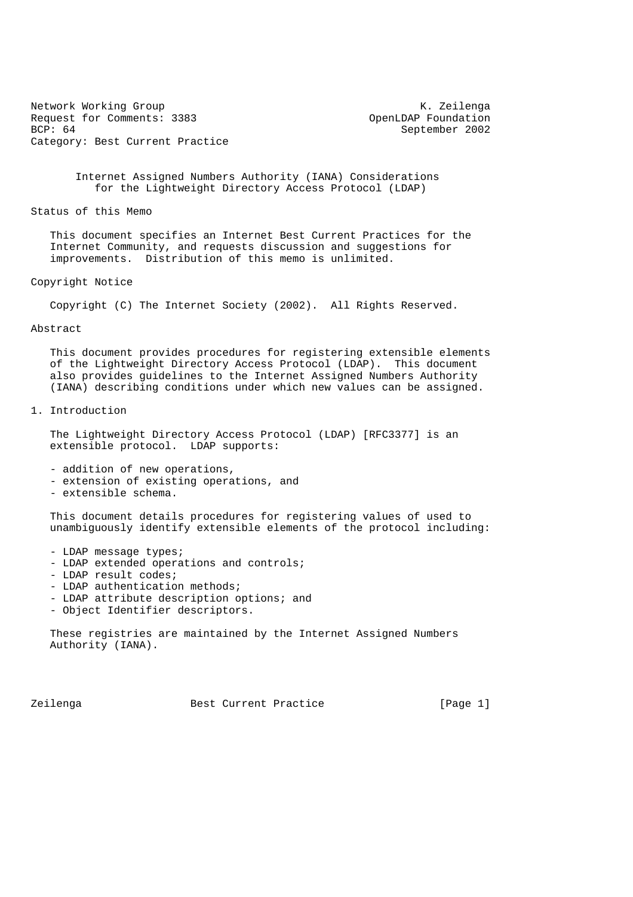Network Working Group K. Zeilenga
Request for Comments: 3383 OpenLDAP Foundation
BCP: 64 September 2002
Category: Best Current Practice

# Internet Assigned Numbers Authority (IANA) Considerations for the Lightweight Directory Access Protocol (LDAP)

## Status of this Memo

This document specifies an Internet Best Current Practices for the Internet Community, and requests discussion and suggestions for improvements. Distribution of this memo is unlimited.

## Copyright Notice

Copyright (C) The Internet Society (2002). All Rights Reserved.

## Abstract

This document provides procedures for registering extensible elements of the Lightweight Directory Access Protocol (LDAP). This document also provides guidelines to the Internet Assigned Numbers Authority (IANA) describing conditions under which new values can be assigned.

## 1. Introduction

The Lightweight Directory Access Protocol (LDAP) [RFC3377] is an extensible protocol. LDAP supports:

- addition of new operations,
- extension of existing operations, and
- extensible schema.

This document details procedures for registering values of used to unambiguously identify extensible elements of the protocol including:

- LDAP message types;
- LDAP extended operations and controls;
- LDAP result codes;
- LDAP authentication methods;
- LDAP attribute description options; and
- Object Identifier descriptors.

These registries are maintained by the Internet Assigned Numbers Authority (IANA).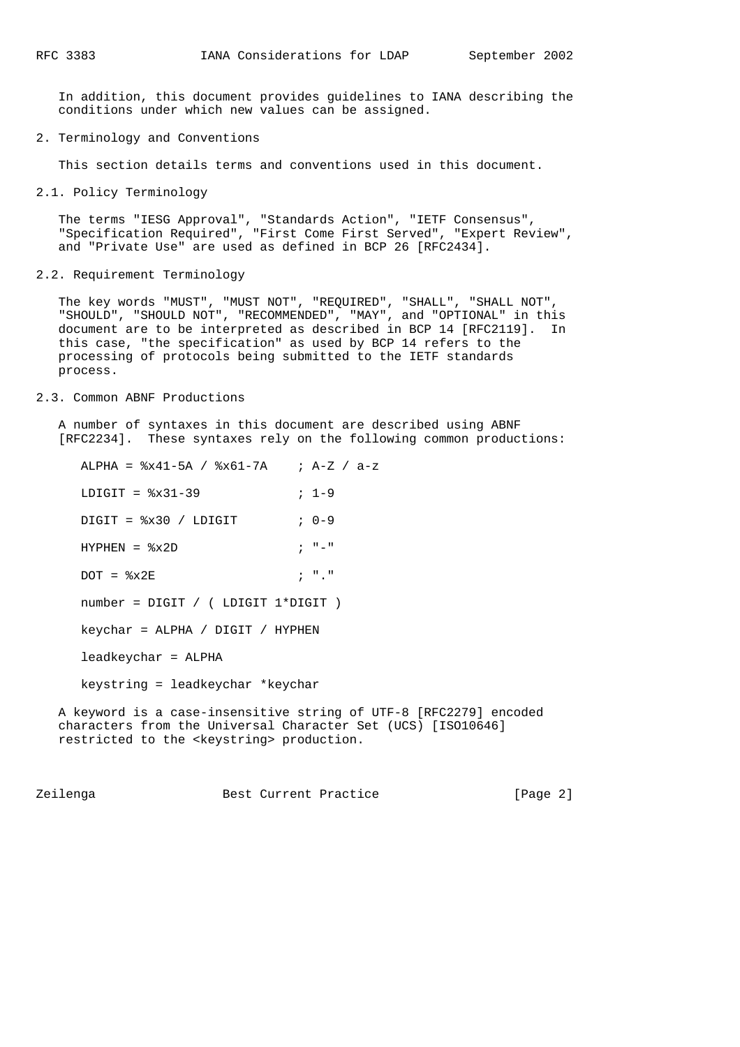In addition, this document provides guidelines to IANA describing the conditions under which new values can be assigned.

## 2. Terminology and Conventions

This section details terms and conventions used in this document.

### 2.1. Policy Terminology

The terms "IESG Approval", "Standards Action", "IETF Consensus", "Specification Required", "First Come First Served", "Expert Review", and "Private Use" are used as defined in BCP 26 [RFC2434].

### 2.2. Requirement Terminology

The key words "MUST", "MUST NOT", "REQUIRED", "SHALL", "SHALL NOT", "SHOULD", "SHOULD NOT", "RECOMMENDED", "MAY", and "OPTIONAL" in this document are to be interpreted as described in BCP 14 [RFC2119]. In this case, "the specification" as used by BCP 14 refers to the processing of protocols being submitted to the IETF standards process.

### 2.3. Common ABNF Productions

A number of syntaxes in this document are described using ABNF [RFC2234]. These syntaxes rely on the following common productions:

```
ALPHA = %x41-5A / %x61-7A    ; A-Z / a-z

LDIGIT = %x31-39             ; 1-9

DIGIT = %x30 / LDIGIT        ; 0-9

HYPHEN = %x2D                ; "-"

DOT = %x2E                   ; "."

number = DIGIT / ( LDIGIT 1*DIGIT )

keychar = ALPHA / DIGIT / HYPHEN

leadkeychar = ALPHA

keystring = leadkeychar *keychar
```

A keyword is a case-insensitive string of UTF-8 [RFC2279] encoded characters from the Universal Character Set (UCS) [ISO10646] restricted to the <keystring> production.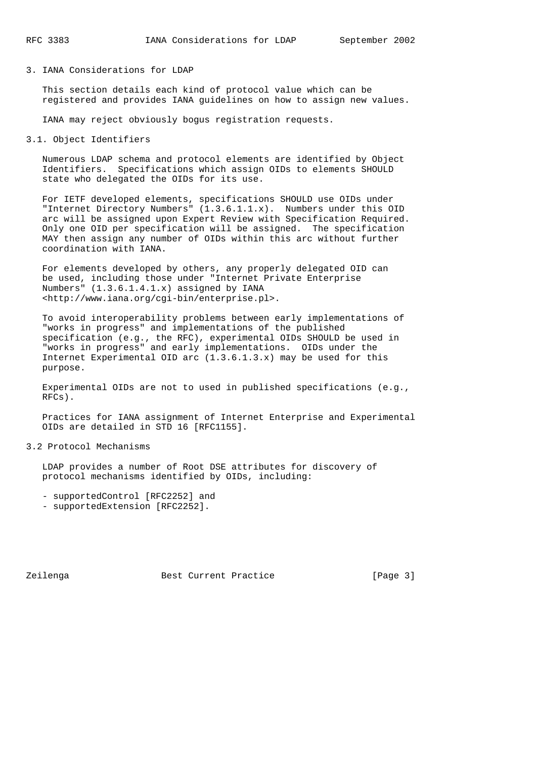## 3. IANA Considerations for LDAP

This section details each kind of protocol value which can be registered and provides IANA guidelines on how to assign new values.

IANA may reject obviously bogus registration requests.

### 3.1. Object Identifiers

Numerous LDAP schema and protocol elements are identified by Object Identifiers. Specifications which assign OIDs to elements SHOULD state who delegated the OIDs for its use.

For IETF developed elements, specifications SHOULD use OIDs under "Internet Directory Numbers" (1.3.6.1.1.x). Numbers under this OID arc will be assigned upon Expert Review with Specification Required. Only one OID per specification will be assigned. The specification MAY then assign any number of OIDs within this arc without further coordination with IANA.

For elements developed by others, any properly delegated OID can be used, including those under "Internet Private Enterprise Numbers" (1.3.6.1.4.1.x) assigned by IANA <http://www.iana.org/cgi-bin/enterprise.pl>.

To avoid interoperability problems between early implementations of "works in progress" and implementations of the published specification (e.g., the RFC), experimental OIDs SHOULD be used in "works in progress" and early implementations. OIDs under the Internet Experimental OID arc (1.3.6.1.3.x) may be used for this purpose.

Experimental OIDs are not to used in published specifications (e.g., RFCs).

Practices for IANA assignment of Internet Enterprise and Experimental OIDs are detailed in STD 16 [RFC1155].

### 3.2 Protocol Mechanisms

LDAP provides a number of Root DSE attributes for discovery of protocol mechanisms identified by OIDs, including:

- supportedControl [RFC2252] and
- supportedExtension [RFC2252].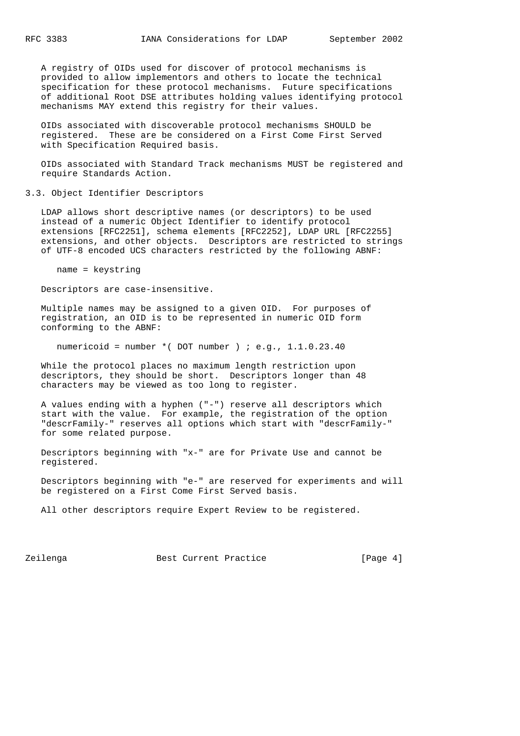A registry of OIDs used for discover of protocol mechanisms is provided to allow implementors and others to locate the technical specification for these protocol mechanisms. Future specifications of additional Root DSE attributes holding values identifying protocol mechanisms MAY extend this registry for their values.

OIDs associated with discoverable protocol mechanisms SHOULD be registered. These are be considered on a First Come First Served with Specification Required basis.

OIDs associated with Standard Track mechanisms MUST be registered and require Standards Action.

## 3.3. Object Identifier Descriptors

LDAP allows short descriptive names (or descriptors) to be used instead of a numeric Object Identifier to identify protocol extensions [RFC2251], schema elements [RFC2252], LDAP URL [RFC2255] extensions, and other objects. Descriptors are restricted to strings of UTF-8 encoded UCS characters restricted by the following ABNF:

```
name = keystring
```

Descriptors are case-insensitive.

Multiple names may be assigned to a given OID. For purposes of registration, an OID is to be represented in numeric OID form conforming to the ABNF:

```
numericoid = number *( DOT number ) ; e.g., 1.1.0.23.40
```

While the protocol places no maximum length restriction upon descriptors, they should be short. Descriptors longer than 48 characters may be viewed as too long to register.

A values ending with a hyphen ("-") reserve all descriptors which start with the value. For example, the registration of the option "descrFamily-" reserves all options which start with "descrFamily-" for some related purpose.

Descriptors beginning with "x-" are for Private Use and cannot be registered.

Descriptors beginning with "e-" are reserved for experiments and will be registered on a First Come First Served basis.

All other descriptors require Expert Review to be registered.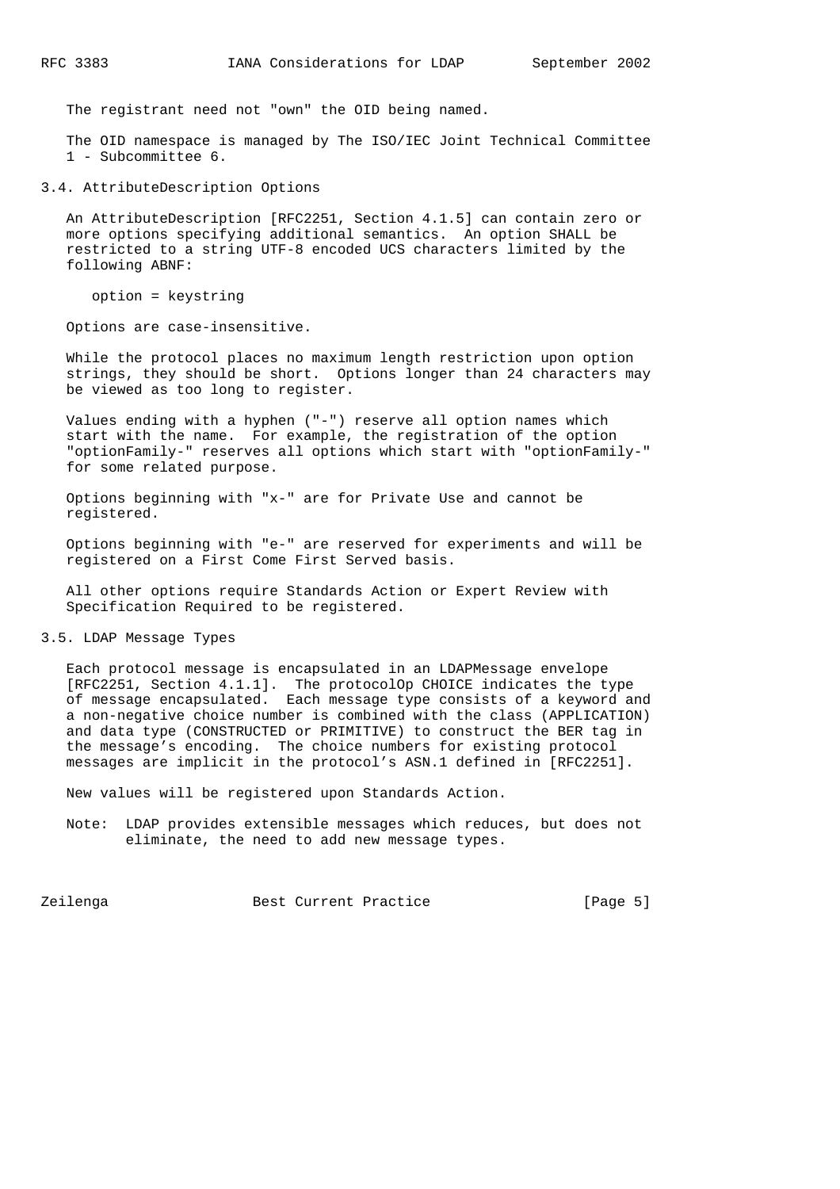The registrant need not "own" the OID being named.

The OID namespace is managed by The ISO/IEC Joint Technical Committee 1 - Subcommittee 6.

### 3.4. AttributeDescription Options

An AttributeDescription [RFC2251, Section 4.1.5] can contain zero or more options specifying additional semantics. An option SHALL be restricted to a string UTF-8 encoded UCS characters limited by the following ABNF:

```
option = keystring
```

Options are case-insensitive.

While the protocol places no maximum length restriction upon option strings, they should be short. Options longer than 24 characters may be viewed as too long to register.

Values ending with a hyphen ("-") reserve all option names which start with the name. For example, the registration of the option "optionFamily-" reserves all options which start with "optionFamily-" for some related purpose.

Options beginning with "x-" are for Private Use and cannot be registered.

Options beginning with "e-" are reserved for experiments and will be registered on a First Come First Served basis.

All other options require Standards Action or Expert Review with Specification Required to be registered.

### 3.5. LDAP Message Types

Each protocol message is encapsulated in an LDAPMessage envelope [RFC2251, Section 4.1.1]. The protocolOp CHOICE indicates the type of message encapsulated. Each message type consists of a keyword and a non-negative choice number is combined with the class (APPLICATION) and data type (CONSTRUCTED or PRIMITIVE) to construct the BER tag in the message's encoding. The choice numbers for existing protocol messages are implicit in the protocol's ASN.1 defined in [RFC2251].

New values will be registered upon Standards Action.

Note: LDAP provides extensible messages which reduces, but does not eliminate, the need to add new message types.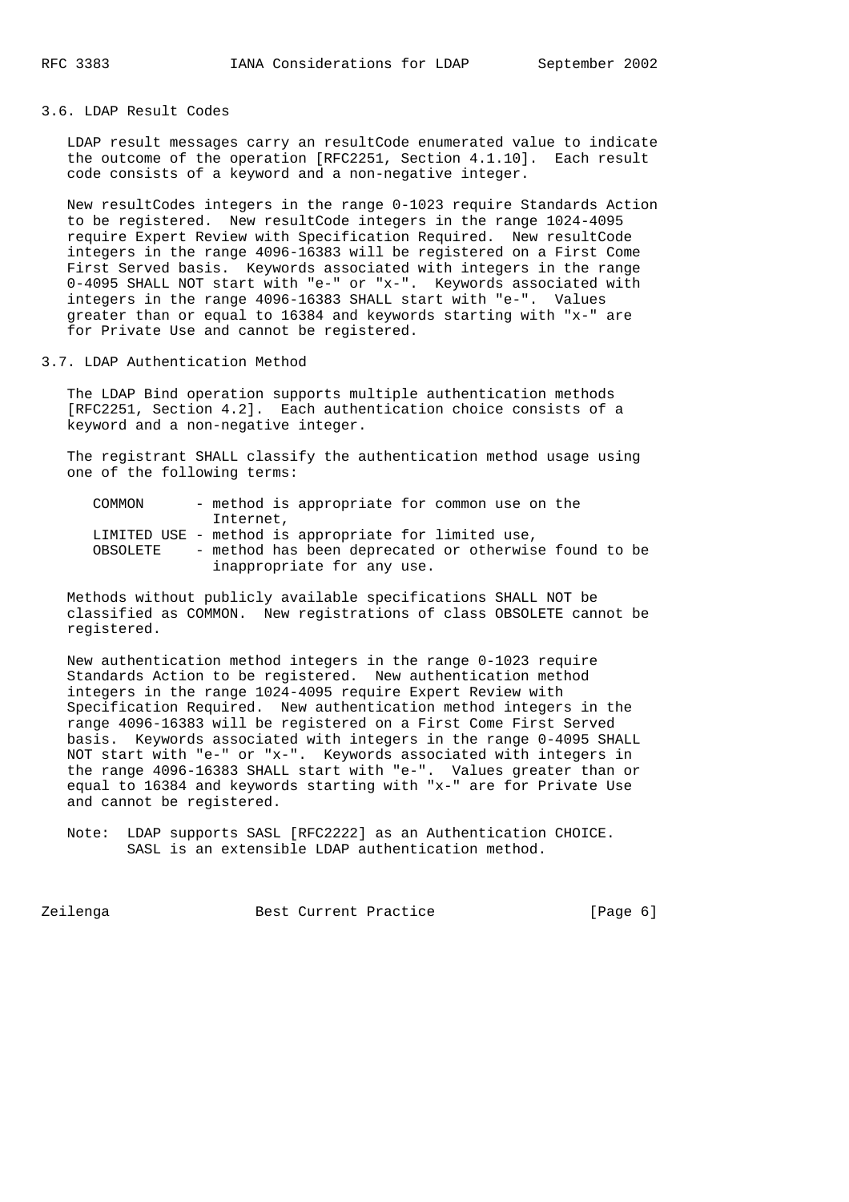### 3.6. LDAP Result Codes

LDAP result messages carry an resultCode enumerated value to indicate the outcome of the operation [RFC2251, Section 4.1.10]. Each result code consists of a keyword and a non-negative integer.

New resultCodes integers in the range 0-1023 require Standards Action to be registered. New resultCode integers in the range 1024-4095 require Expert Review with Specification Required. New resultCode integers in the range 4096-16383 will be registered on a First Come First Served basis. Keywords associated with integers in the range 0-4095 SHALL NOT start with "e-" or "x-". Keywords associated with integers in the range 4096-16383 SHALL start with "e-". Values greater than or equal to 16384 and keywords starting with "x-" are for Private Use and cannot be registered.

### 3.7. LDAP Authentication Method

The LDAP Bind operation supports multiple authentication methods [RFC2251, Section 4.2]. Each authentication choice consists of a keyword and a non-negative integer.

The registrant SHALL classify the authentication method usage using one of the following terms:

- COMMON - method is appropriate for common use on the Internet,
- LIMITED USE - method is appropriate for limited use,
- OBSOLETE - method has been deprecated or otherwise found to be inappropriate for any use.

Methods without publicly available specifications SHALL NOT be classified as COMMON. New registrations of class OBSOLETE cannot be registered.

New authentication method integers in the range 0-1023 require Standards Action to be registered. New authentication method integers in the range 1024-4095 require Expert Review with Specification Required. New authentication method integers in the range 4096-16383 will be registered on a First Come First Served basis. Keywords associated with integers in the range 0-4095 SHALL NOT start with "e-" or "x-". Keywords associated with integers in the range 4096-16383 SHALL start with "e-". Values greater than or equal to 16384 and keywords starting with "x-" are for Private Use and cannot be registered.

Note: LDAP supports SASL [RFC2222] as an Authentication CHOICE. SASL is an extensible LDAP authentication method.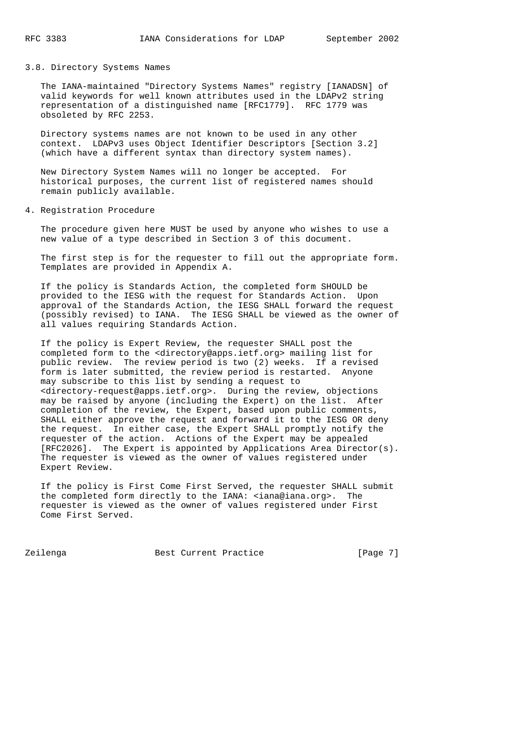### 3.8. Directory Systems Names

The IANA-maintained "Directory Systems Names" registry [IANADSN] of valid keywords for well known attributes used in the LDAPv2 string representation of a distinguished name [RFC1779]. RFC 1779 was obsoleted by RFC 2253.

Directory systems names are not known to be used in any other context. LDAPv3 uses Object Identifier Descriptors [Section 3.2] (which have a different syntax than directory system names).

New Directory System Names will no longer be accepted. For historical purposes, the current list of registered names should remain publicly available.

## 4. Registration Procedure

The procedure given here MUST be used by anyone who wishes to use a new value of a type described in Section 3 of this document.

The first step is for the requester to fill out the appropriate form. Templates are provided in Appendix A.

If the policy is Standards Action, the completed form SHOULD be provided to the IESG with the request for Standards Action. Upon approval of the Standards Action, the IESG SHALL forward the request (possibly revised) to IANA. The IESG SHALL be viewed as the owner of all values requiring Standards Action.

If the policy is Expert Review, the requester SHALL post the completed form to the <directory@apps.ietf.org> mailing list for public review. The review period is two (2) weeks. If a revised form is later submitted, the review period is restarted. Anyone may subscribe to this list by sending a request to <directory-request@apps.ietf.org>. During the review, objections may be raised by anyone (including the Expert) on the list. After completion of the review, the Expert, based upon public comments, SHALL either approve the request and forward it to the IESG OR deny the request. In either case, the Expert SHALL promptly notify the requester of the action. Actions of the Expert may be appealed [RFC2026]. The Expert is appointed by Applications Area Director(s). The requester is viewed as the owner of values registered under Expert Review.

If the policy is First Come First Served, the requester SHALL submit the completed form directly to the IANA: <iana@iana.org>. The requester is viewed as the owner of values registered under First Come First Served.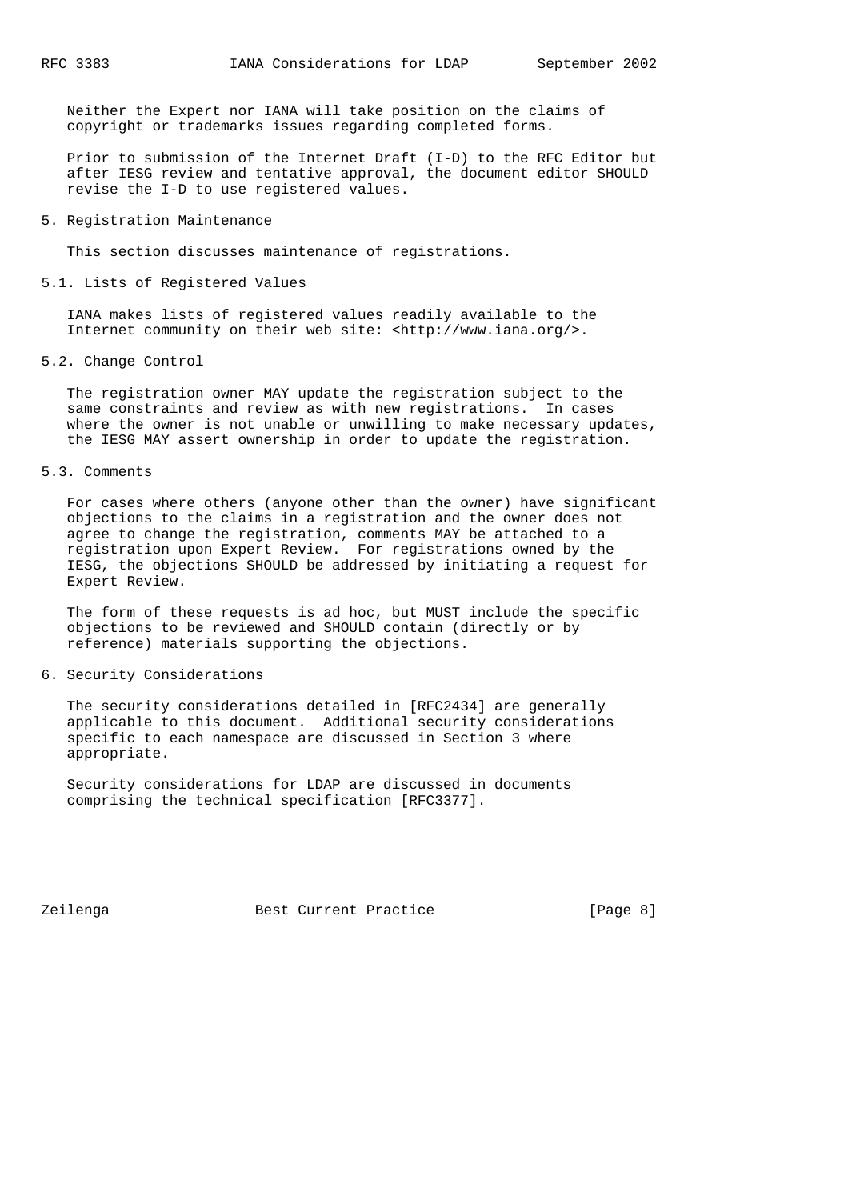Neither the Expert nor IANA will take position on the claims of copyright or trademarks issues regarding completed forms.

Prior to submission of the Internet Draft (I-D) to the RFC Editor but after IESG review and tentative approval, the document editor SHOULD revise the I-D to use registered values.

## 5. Registration Maintenance

This section discusses maintenance of registrations.

### 5.1. Lists of Registered Values

IANA makes lists of registered values readily available to the Internet community on their web site: <http://www.iana.org/>.

### 5.2. Change Control

The registration owner MAY update the registration subject to the same constraints and review as with new registrations. In cases where the owner is not unable or unwilling to make necessary updates, the IESG MAY assert ownership in order to update the registration.

### 5.3. Comments

For cases where others (anyone other than the owner) have significant objections to the claims in a registration and the owner does not agree to change the registration, comments MAY be attached to a registration upon Expert Review. For registrations owned by the IESG, the objections SHOULD be addressed by initiating a request for Expert Review.

The form of these requests is ad hoc, but MUST include the specific objections to be reviewed and SHOULD contain (directly or by reference) materials supporting the objections.

## 6. Security Considerations

The security considerations detailed in [RFC2434] are generally applicable to this document. Additional security considerations specific to each namespace are discussed in Section 3 where appropriate.

Security considerations for LDAP are discussed in documents comprising the technical specification [RFC3377].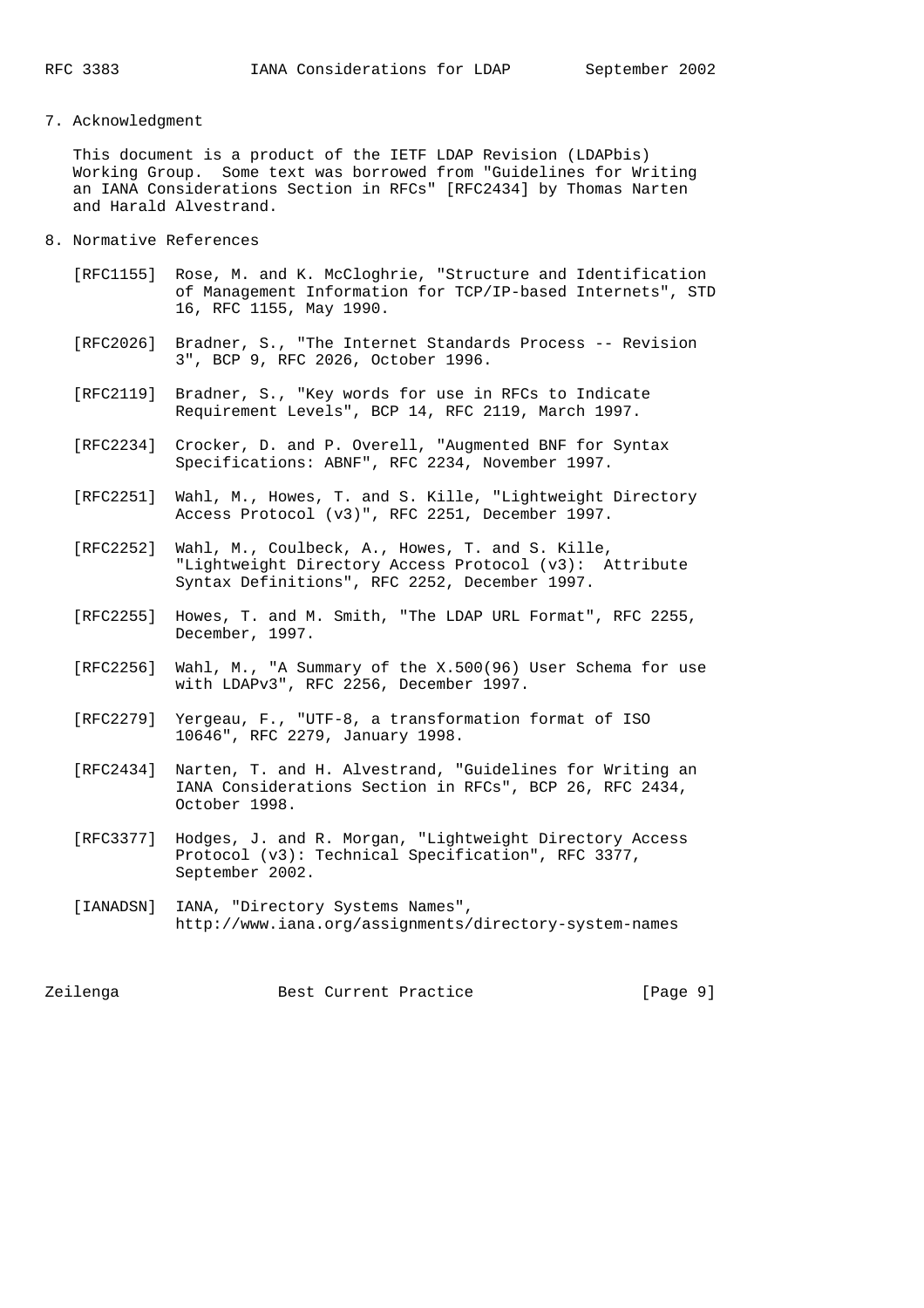## 7. Acknowledgment

This document is a product of the IETF LDAP Revision (LDAPbis) Working Group. Some text was borrowed from "Guidelines for Writing an IANA Considerations Section in RFCs" [RFC2434] by Thomas Narten and Harald Alvestrand.

## 8. Normative References

[RFC1155] Rose, M. and K. McCloghrie, "Structure and Identification of Management Information for TCP/IP-based Internets", STD 16, RFC 1155, May 1990.

[RFC2026] Bradner, S., "The Internet Standards Process -- Revision 3", BCP 9, RFC 2026, October 1996.

[RFC2119] Bradner, S., "Key words for use in RFCs to Indicate Requirement Levels", BCP 14, RFC 2119, March 1997.

[RFC2234] Crocker, D. and P. Overell, "Augmented BNF for Syntax Specifications: ABNF", RFC 2234, November 1997.

[RFC2251] Wahl, M., Howes, T. and S. Kille, "Lightweight Directory Access Protocol (v3)", RFC 2251, December 1997.

[RFC2252] Wahl, M., Coulbeck, A., Howes, T. and S. Kille, "Lightweight Directory Access Protocol (v3): Attribute Syntax Definitions", RFC 2252, December 1997.

[RFC2255] Howes, T. and M. Smith, "The LDAP URL Format", RFC 2255, December, 1997.

[RFC2256] Wahl, M., "A Summary of the X.500(96) User Schema for use with LDAPv3", RFC 2256, December 1997.

[RFC2279] Yergeau, F., "UTF-8, a transformation format of ISO 10646", RFC 2279, January 1998.

[RFC2434] Narten, T. and H. Alvestrand, "Guidelines for Writing an IANA Considerations Section in RFCs", BCP 26, RFC 2434, October 1998.

[RFC3377] Hodges, J. and R. Morgan, "Lightweight Directory Access Protocol (v3): Technical Specification", RFC 3377, September 2002.

[IANADSN] IANA, "Directory Systems Names", http://www.iana.org/assignments/directory-system-names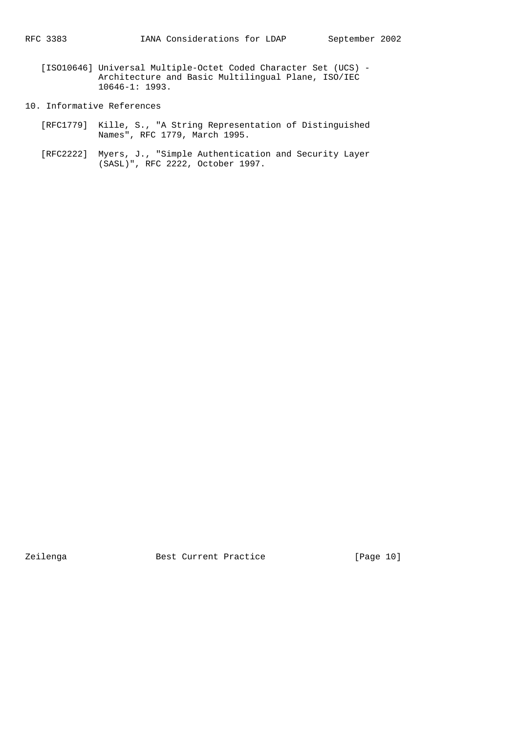[ISO10646] Universal Multiple-Octet Coded Character Set (UCS) - Architecture and Basic Multilingual Plane, ISO/IEC 10646-1: 1993.

## 10. Informative References

[RFC1779] Kille, S., "A String Representation of Distinguished Names", RFC 1779, March 1995.

[RFC2222] Myers, J., "Simple Authentication and Security Layer (SASL)", RFC 2222, October 1997.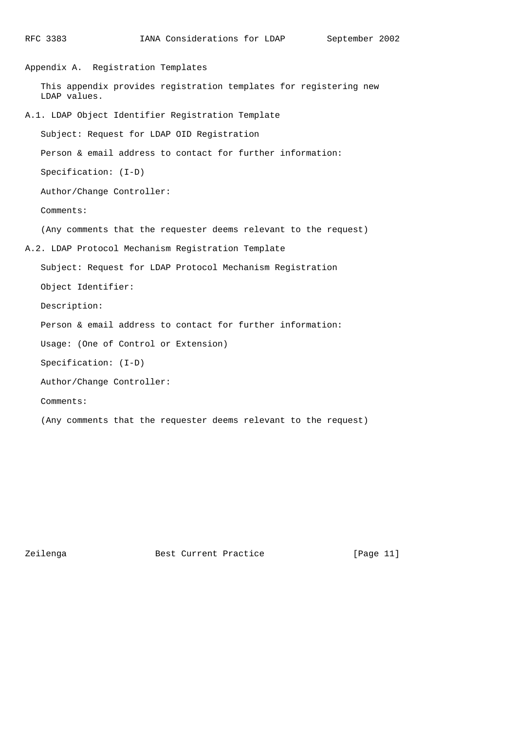# Appendix A. Registration Templates

This appendix provides registration templates for registering new LDAP values.

## A.1. LDAP Object Identifier Registration Template

Subject: Request for LDAP OID Registration

Person & email address to contact for further information:

Specification: (I-D)

Author/Change Controller:

Comments:

(Any comments that the requester deems relevant to the request)

## A.2. LDAP Protocol Mechanism Registration Template

Subject: Request for LDAP Protocol Mechanism Registration

Object Identifier:

Description:

Person & email address to contact for further information:

Usage: (One of Control or Extension)

Specification: (I-D)

Author/Change Controller:

Comments:

(Any comments that the requester deems relevant to the request)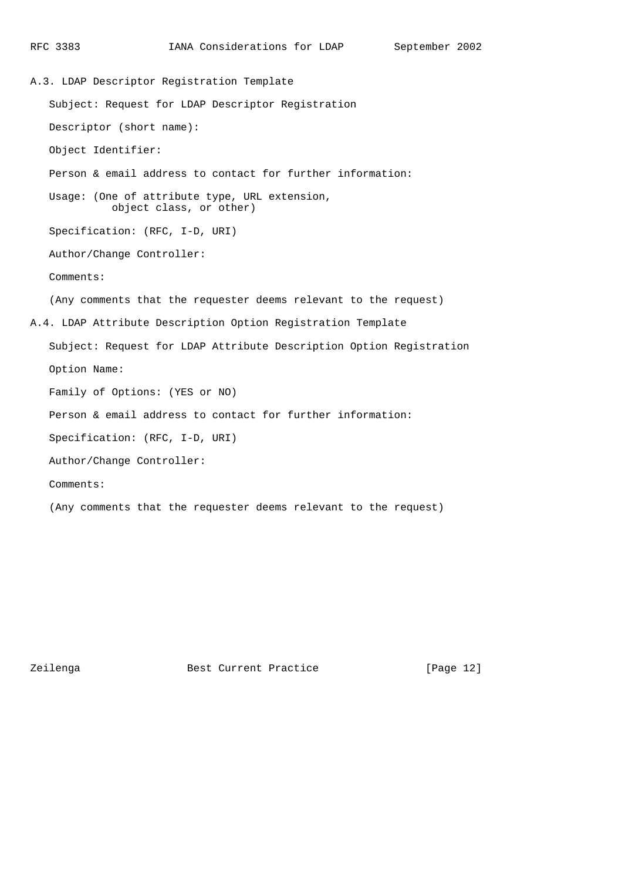## A.3. LDAP Descriptor Registration Template

Subject: Request for LDAP Descriptor Registration

Descriptor (short name):

Object Identifier:

Person & email address to contact for further information:

Usage: (One of attribute type, URL extension,
object class, or other)

Specification: (RFC, I-D, URI)

Author/Change Controller:

Comments:

(Any comments that the requester deems relevant to the request)

## A.4. LDAP Attribute Description Option Registration Template

Subject: Request for LDAP Attribute Description Option Registration

Option Name:

Family of Options: (YES or NO)

Person & email address to contact for further information:

Specification: (RFC, I-D, URI)

Author/Change Controller:

Comments:

(Any comments that the requester deems relevant to the request)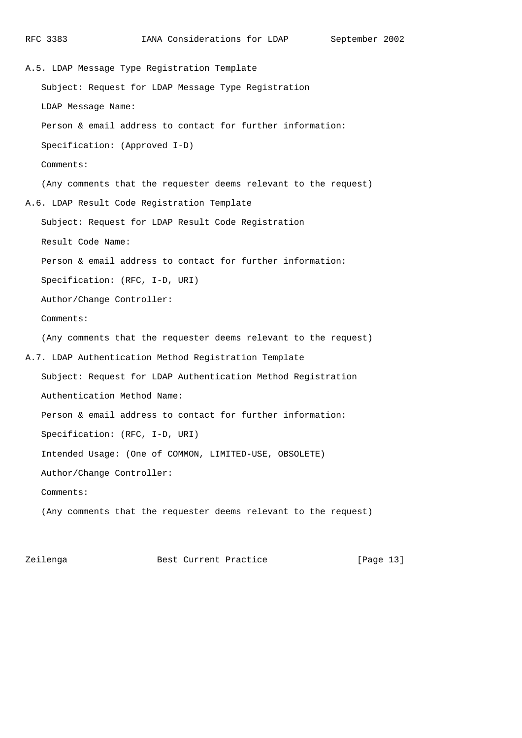## A.5. LDAP Message Type Registration Template

Subject: Request for LDAP Message Type Registration

LDAP Message Name:

Person & email address to contact for further information:

Specification: (Approved I-D)

Comments:

(Any comments that the requester deems relevant to the request)

## A.6. LDAP Result Code Registration Template

Subject: Request for LDAP Result Code Registration

Result Code Name:

Person & email address to contact for further information:

Specification: (RFC, I-D, URI)

Author/Change Controller:

Comments:

(Any comments that the requester deems relevant to the request)

## A.7. LDAP Authentication Method Registration Template

Subject: Request for LDAP Authentication Method Registration

Authentication Method Name:

Person & email address to contact for further information:

Specification: (RFC, I-D, URI)

Intended Usage: (One of COMMON, LIMITED-USE, OBSOLETE)

Author/Change Controller:

Comments:

(Any comments that the requester deems relevant to the request)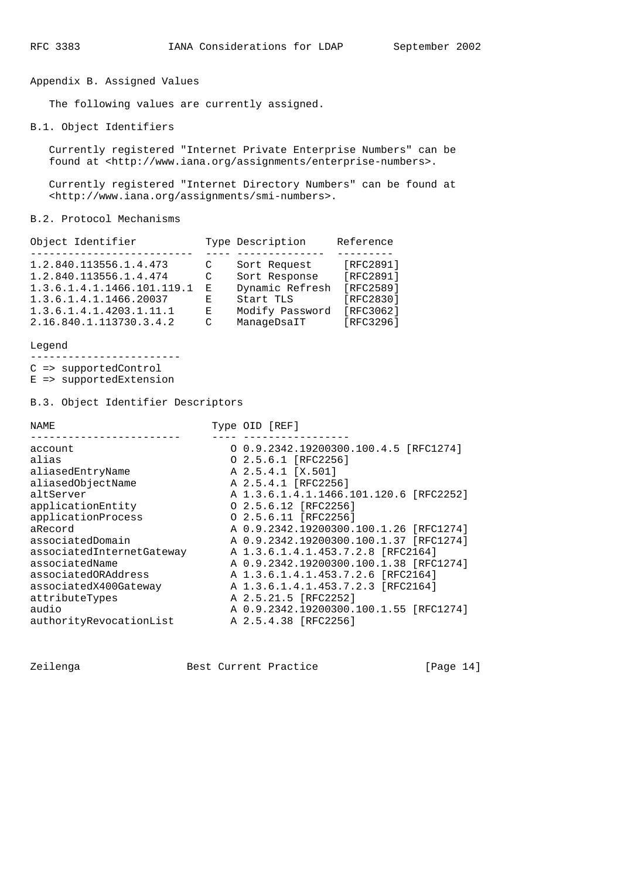## Appendix B. Assigned Values

The following values are currently assigned.

### B.1. Object Identifiers

Currently registered "Internet Private Enterprise Numbers" can be found at <http://www.iana.org/assignments/enterprise-numbers>.

Currently registered "Internet Directory Numbers" can be found at <http://www.iana.org/assignments/smi-numbers>.

### B.2. Protocol Mechanisms

| Object Identifier | Type | Description | Reference |
|---|---|---|---|
| 1.2.840.113556.1.4.473 | C | Sort Request | [RFC2891] |
| 1.2.840.113556.1.4.474 | C | Sort Response | [RFC2891] |
| 1.3.6.1.4.1.1466.101.119.1 | E | Dynamic Refresh | [RFC2589] |
| 1.3.6.1.4.1.1466.20037 | E | Start TLS | [RFC2830] |
| 1.3.6.1.4.1.4203.1.11.1 | E | Modify Password | [RFC3062] |
| 2.16.840.1.113730.3.4.2 | C | ManageDsaIT | [RFC3296] |

Legend

- C => supportedControl
- E => supportedExtension

### B.3. Object Identifier Descriptors

| NAME | Type | OID [REF] |
|---|---|---|
| account | O | 0.9.2342.19200300.100.4.5 [RFC1274] |
| alias | O | 2.5.6.1 [RFC2256] |
| aliasedEntryName | A | 2.5.4.1 [X.501] |
| aliasedObjectName | A | 2.5.4.1 [RFC2256] |
| altServer | A | 1.3.6.1.4.1.1466.101.120.6 [RFC2252] |
| applicationEntity | O | 2.5.6.12 [RFC2256] |
| applicationProcess | O | 2.5.6.11 [RFC2256] |
| aRecord | A | 0.9.2342.19200300.100.1.26 [RFC1274] |
| associatedDomain | A | 0.9.2342.19200300.100.1.37 [RFC1274] |
| associatedInternetGateway | A | 1.3.6.1.4.1.453.7.2.8 [RFC2164] |
| associatedName | A | 0.9.2342.19200300.100.1.38 [RFC1274] |
| associatedORAddress | A | 1.3.6.1.4.1.453.7.2.6 [RFC2164] |
| associatedX400Gateway | A | 1.3.6.1.4.1.453.7.2.3 [RFC2164] |
| attributeTypes | A | 2.5.21.5 [RFC2252] |
| audio | A | 0.9.2342.19200300.100.1.55 [RFC1274] |
| authorityRevocationList | A | 2.5.4.38 [RFC2256] |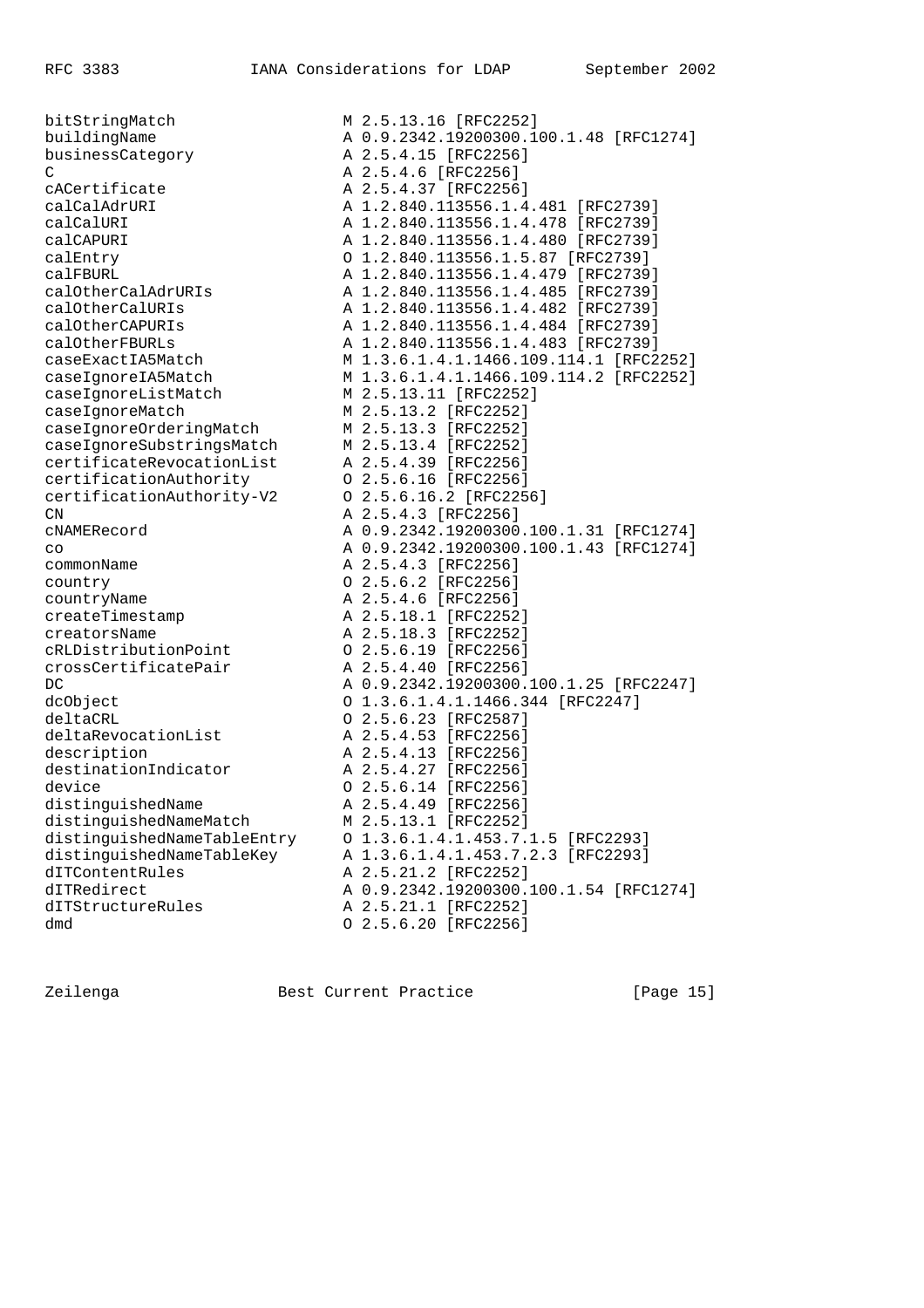```
bitStringMatch                M 2.5.13.16 [RFC2252]
buildingName                  A 0.9.2342.19200300.100.1.48 [RFC1274]
businessCategory              A 2.5.4.15 [RFC2256]
C                             A 2.5.4.6 [RFC2256]
cACertificate                 A 2.5.4.37 [RFC2256]
calCalAdrURI                  A 1.2.840.113556.1.4.481 [RFC2739]
calCalURI                     A 1.2.840.113556.1.4.478 [RFC2739]
calCAPURI                     A 1.2.840.113556.1.4.480 [RFC2739]
calEntry                      O 1.2.840.113556.1.5.87 [RFC2739]
calFBURL                      A 1.2.840.113556.1.4.479 [RFC2739]
calOtherCalAdrURIs            A 1.2.840.113556.1.4.485 [RFC2739]
calOtherCalURIs               A 1.2.840.113556.1.4.482 [RFC2739]
calOtherCAPURIs               A 1.2.840.113556.1.4.484 [RFC2739]
calOtherFBURLs                A 1.2.840.113556.1.4.483 [RFC2739]
caseExactIA5Match             M 1.3.6.1.4.1.1466.109.114.1 [RFC2252]
caseIgnoreIA5Match            M 1.3.6.1.4.1.1466.109.114.2 [RFC2252]
caseIgnoreListMatch           M 2.5.13.11 [RFC2252]
caseIgnoreMatch               M 2.5.13.2 [RFC2252]
caseIgnoreOrderingMatch       M 2.5.13.3 [RFC2252]
caseIgnoreSubstringsMatch     M 2.5.13.4 [RFC2252]
certificateRevocationList     A 2.5.4.39 [RFC2256]
certificationAuthority        O 2.5.6.16 [RFC2256]
certificationAuthority-V2     O 2.5.6.16.2 [RFC2256]
CN                            A 2.5.4.3 [RFC2256]
cNAMERecord                   A 0.9.2342.19200300.100.1.31 [RFC1274]
co                            A 0.9.2342.19200300.100.1.43 [RFC1274]
commonName                    A 2.5.4.3 [RFC2256]
country                       O 2.5.6.2 [RFC2256]
countryName                   A 2.5.4.6 [RFC2256]
createTimestamp               A 2.5.18.1 [RFC2252]
creatorsName                  A 2.5.18.3 [RFC2252]
cRLDistributionPoint          O 2.5.6.19 [RFC2256]
crossCertificatePair          A 2.5.4.40 [RFC2256]
DC                            A 0.9.2342.19200300.100.1.25 [RFC2247]
dcObject                      O 1.3.6.1.4.1.1466.344 [RFC2247]
deltaCRL                      O 2.5.6.23 [RFC2587]
deltaRevocationList           A 2.5.4.53 [RFC2256]
description                   A 2.5.4.13 [RFC2256]
destinationIndicator          A 2.5.4.27 [RFC2256]
device                        O 2.5.6.14 [RFC2256]
distinguishedName             A 2.5.4.49 [RFC2256]
distinguishedNameMatch        M 2.5.13.1 [RFC2252]
distinguishedNameTableEntry   O 1.3.6.1.4.1.453.7.1.5 [RFC2293]
distinguishedNameTableKey     A 1.3.6.1.4.1.453.7.2.3 [RFC2293]
dITContentRules               A 2.5.21.2 [RFC2252]
dITRedirect                   A 0.9.2342.19200300.100.1.54 [RFC1274]
dITStructureRules             A 2.5.21.1 [RFC2252]
dmd                           O 2.5.6.20 [RFC2256]
```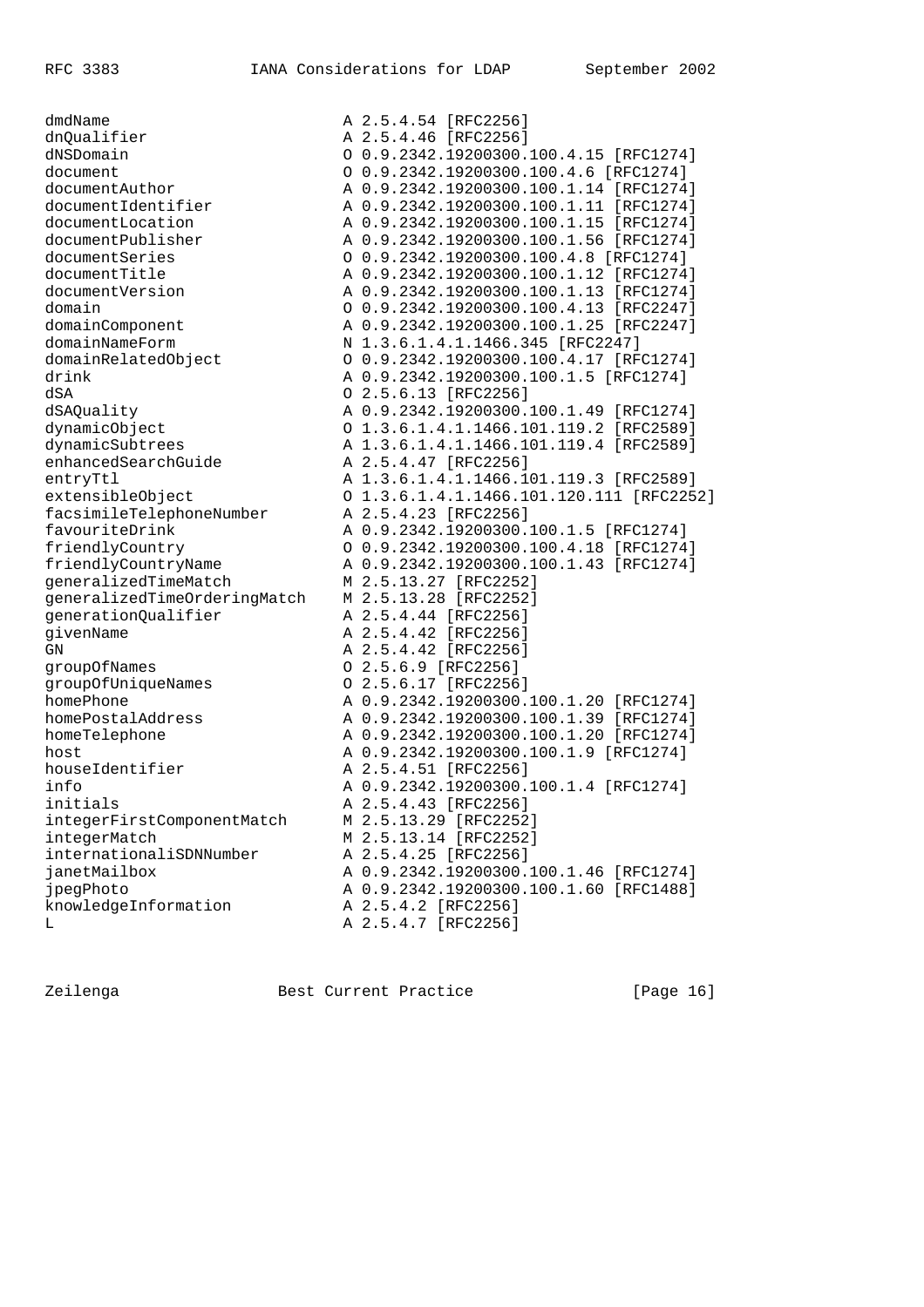```
dmdName                       A 2.5.4.54 [RFC2256]
dnQualifier                   A 2.5.4.46 [RFC2256]
dNSDomain                     O 0.9.2342.19200300.100.4.15 [RFC1274]
document                      O 0.9.2342.19200300.100.4.6 [RFC1274]
documentAuthor                A 0.9.2342.19200300.100.1.14 [RFC1274]
documentIdentifier            A 0.9.2342.19200300.100.1.11 [RFC1274]
documentLocation              A 0.9.2342.19200300.100.1.15 [RFC1274]
documentPublisher             A 0.9.2342.19200300.100.1.56 [RFC1274]
documentSeries                O 0.9.2342.19200300.100.4.8 [RFC1274]
documentTitle                 A 0.9.2342.19200300.100.1.12 [RFC1274]
documentVersion               A 0.9.2342.19200300.100.1.13 [RFC1274]
domain                        O 0.9.2342.19200300.100.4.13 [RFC2247]
domainComponent               A 0.9.2342.19200300.100.1.25 [RFC2247]
domainNameForm                N 1.3.6.1.4.1.1466.345 [RFC2247]
domainRelatedObject           O 0.9.2342.19200300.100.4.17 [RFC1274]
drink                         A 0.9.2342.19200300.100.1.5 [RFC1274]
dSA                           O 2.5.6.13 [RFC2256]
dSAQuality                    A 0.9.2342.19200300.100.1.49 [RFC1274]
dynamicObject                 O 1.3.6.1.4.1.1466.101.119.2 [RFC2589]
dynamicSubtrees               A 1.3.6.1.4.1.1466.101.119.4 [RFC2589]
enhancedSearchGuide           A 2.5.4.47 [RFC2256]
entryTtl                      A 1.3.6.1.4.1.1466.101.119.3 [RFC2589]
extensibleObject              O 1.3.6.1.4.1.1466.101.120.111 [RFC2252]
facsimileTelephoneNumber      A 2.5.4.23 [RFC2256]
favouriteDrink                A 0.9.2342.19200300.100.1.5 [RFC1274]
friendlyCountry               O 0.9.2342.19200300.100.4.18 [RFC1274]
friendlyCountryName           A 0.9.2342.19200300.100.1.43 [RFC1274]
generalizedTimeMatch          M 2.5.13.27 [RFC2252]
generalizedTimeOrderingMatch  M 2.5.13.28 [RFC2252]
generationQualifier           A 2.5.4.44 [RFC2256]
givenName                     A 2.5.4.42 [RFC2256]
GN                            A 2.5.4.42 [RFC2256]
groupOfNames                  O 2.5.6.9 [RFC2256]
groupOfUniqueNames            O 2.5.6.17 [RFC2256]
homePhone                     A 0.9.2342.19200300.100.1.20 [RFC1274]
homePostalAddress             A 0.9.2342.19200300.100.1.39 [RFC1274]
homeTelephone                 A 0.9.2342.19200300.100.1.20 [RFC1274]
host                          A 0.9.2342.19200300.100.1.9 [RFC1274]
houseIdentifier               A 2.5.4.51 [RFC2256]
info                          A 0.9.2342.19200300.100.1.4 [RFC1274]
initials                      A 2.5.4.43 [RFC2256]
integerFirstComponentMatch    M 2.5.13.29 [RFC2252]
integerMatch                  M 2.5.13.14 [RFC2252]
internationaliSDNNumber       A 2.5.4.25 [RFC2256]
janetMailbox                  A 0.9.2342.19200300.100.1.46 [RFC1274]
jpegPhoto                     A 0.9.2342.19200300.100.1.60 [RFC1488]
knowledgeInformation          A 2.5.4.2 [RFC2256]
L                             A 2.5.4.7 [RFC2256]
```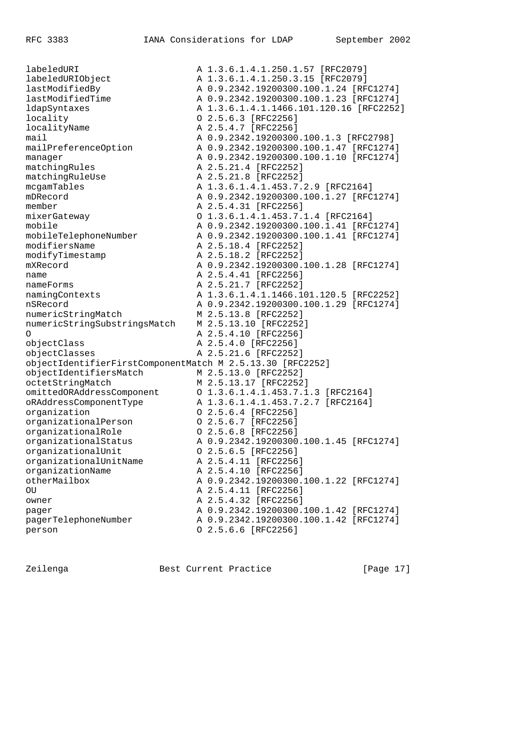```
labeledURI                  A 1.3.6.1.4.1.250.1.57 [RFC2079]
labeledURIObject            A 1.3.6.1.4.1.250.3.15 [RFC2079]
lastModifiedBy              A 0.9.2342.19200300.100.1.24 [RFC1274]
lastModifiedTime            A 0.9.2342.19200300.100.1.23 [RFC1274]
ldapSyntaxes                A 1.3.6.1.4.1.1466.101.120.16 [RFC2252]
locality                    O 2.5.6.3 [RFC2256]
localityName                A 2.5.4.7 [RFC2256]
mail                        A 0.9.2342.19200300.100.1.3 [RFC2798]
mailPreferenceOption        A 0.9.2342.19200300.100.1.47 [RFC1274]
manager                     A 0.9.2342.19200300.100.1.10 [RFC1274]
matchingRules               A 2.5.21.4 [RFC2252]
matchingRuleUse             A 2.5.21.8 [RFC2252]
mcgamTables                 A 1.3.6.1.4.1.453.7.2.9 [RFC2164]
mDRecord                    A 0.9.2342.19200300.100.1.27 [RFC1274]
member                      A 2.5.4.31 [RFC2256]
mixerGateway                O 1.3.6.1.4.1.453.7.1.4 [RFC2164]
mobile                      A 0.9.2342.19200300.100.1.41 [RFC1274]
mobileTelephoneNumber       A 0.9.2342.19200300.100.1.41 [RFC1274]
modifiersName               A 2.5.18.4 [RFC2252]
modifyTimestamp             A 2.5.18.2 [RFC2252]
mXRecord                    A 0.9.2342.19200300.100.1.28 [RFC1274]
name                        A 2.5.4.41 [RFC2256]
nameForms                   A 2.5.21.7 [RFC2252]
namingContexts              A 1.3.6.1.4.1.1466.101.120.5 [RFC2252]
nSRecord                    A 0.9.2342.19200300.100.1.29 [RFC1274]
numericStringMatch          M 2.5.13.8 [RFC2252]
numericStringSubstringsMatch    M 2.5.13.10 [RFC2252]
O                           A 2.5.4.10 [RFC2256]
objectClass                 A 2.5.4.0 [RFC2256]
objectClasses               A 2.5.21.6 [RFC2252]
objectIdentifierFirstComponentMatch M 2.5.13.30 [RFC2252]
objectIdentifiersMatch      M 2.5.13.0 [RFC2252]
octetStringMatch            M 2.5.13.17 [RFC2252]
omittedORAddressComponent   O 1.3.6.1.4.1.453.7.1.3 [RFC2164]
oRAddressComponentType      A 1.3.6.1.4.1.453.7.2.7 [RFC2164]
organization                O 2.5.6.4 [RFC2256]
organizationalPerson        O 2.5.6.7 [RFC2256]
organizationalRole          O 2.5.6.8 [RFC2256]
organizationalStatus        A 0.9.2342.19200300.100.1.45 [RFC1274]
organizationalUnit          O 2.5.6.5 [RFC2256]
organizationalUnitName      A 2.5.4.11 [RFC2256]
organizationName            A 2.5.4.10 [RFC2256]
otherMailbox                A 0.9.2342.19200300.100.1.22 [RFC1274]
OU                          A 2.5.4.11 [RFC2256]
owner                       A 2.5.4.32 [RFC2256]
pager                       A 0.9.2342.19200300.100.1.42 [RFC1274]
pagerTelephoneNumber        A 0.9.2342.19200300.100.1.42 [RFC1274]
person                      O 2.5.6.6 [RFC2256]
```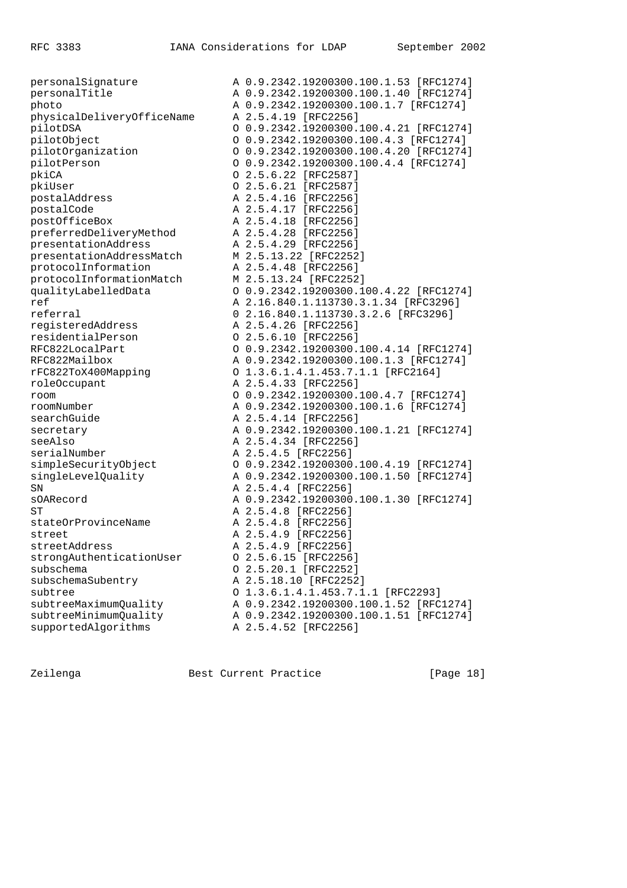```
personalSignature            A 0.9.2342.19200300.100.1.53 [RFC1274]
personalTitle                A 0.9.2342.19200300.100.1.40 [RFC1274]
photo                        A 0.9.2342.19200300.100.1.7 [RFC1274]
physicalDeliveryOfficeName   A 2.5.4.19 [RFC2256]
pilotDSA                     O 0.9.2342.19200300.100.4.21 [RFC1274]
pilotObject                  O 0.9.2342.19200300.100.4.3 [RFC1274]
pilotOrganization            O 0.9.2342.19200300.100.4.20 [RFC1274]
pilotPerson                  O 0.9.2342.19200300.100.4.4 [RFC1274]
pkiCA                        O 2.5.6.22 [RFC2587]
pkiUser                      O 2.5.6.21 [RFC2587]
postalAddress                A 2.5.4.16 [RFC2256]
postalCode                   A 2.5.4.17 [RFC2256]
postOfficeBox                A 2.5.4.18 [RFC2256]
preferredDeliveryMethod      A 2.5.4.28 [RFC2256]
presentationAddress          A 2.5.4.29 [RFC2256]
presentationAddressMatch     M 2.5.13.22 [RFC2252]
protocolInformation          A 2.5.4.48 [RFC2256]
protocolInformationMatch     M 2.5.13.24 [RFC2252]
qualityLabelledData          O 0.9.2342.19200300.100.4.22 [RFC1274]
ref                          A 2.16.840.1.113730.3.1.34 [RFC3296]
referral                     O 2.16.840.1.113730.3.2.6 [RFC3296]
registeredAddress            A 2.5.4.26 [RFC2256]
residentialPerson            O 2.5.6.10 [RFC2256]
RFC822LocalPart              O 0.9.2342.19200300.100.4.14 [RFC1274]
RFC822Mailbox                A 0.9.2342.19200300.100.1.3 [RFC1274]
rFC822ToX400Mapping          O 1.3.6.1.4.1.453.7.1.1 [RFC2164]
roleOccupant                 A 2.5.4.33 [RFC2256]
room                         O 0.9.2342.19200300.100.4.7 [RFC1274]
roomNumber                   A 0.9.2342.19200300.100.1.6 [RFC1274]
searchGuide                  A 2.5.4.14 [RFC2256]
secretary                    A 0.9.2342.19200300.100.1.21 [RFC1274]
seeAlso                      A 2.5.4.34 [RFC2256]
serialNumber                 A 2.5.4.5 [RFC2256]
simpleSecurityObject         O 0.9.2342.19200300.100.4.19 [RFC1274]
singleLevelQuality           A 0.9.2342.19200300.100.1.50 [RFC1274]
SN                           A 2.5.4.4 [RFC2256]
sOARecord                    A 0.9.2342.19200300.100.1.30 [RFC1274]
ST                           A 2.5.4.8 [RFC2256]
stateOrProvinceName          A 2.5.4.8 [RFC2256]
street                       A 2.5.4.9 [RFC2256]
streetAddress                A 2.5.4.9 [RFC2256]
strongAuthenticationUser     O 2.5.6.15 [RFC2256]
subschema                    O 2.5.20.1 [RFC2252]
subschemaSubentry            A 2.5.18.10 [RFC2252]
subtree                      O 1.3.6.1.4.1.453.7.1.1 [RFC2293]
subtreeMaximumQuality        A 0.9.2342.19200300.100.1.52 [RFC1274]
subtreeMinimumQuality        A 0.9.2342.19200300.100.1.51 [RFC1274]
supportedAlgorithms          A 2.5.4.52 [RFC2256]
```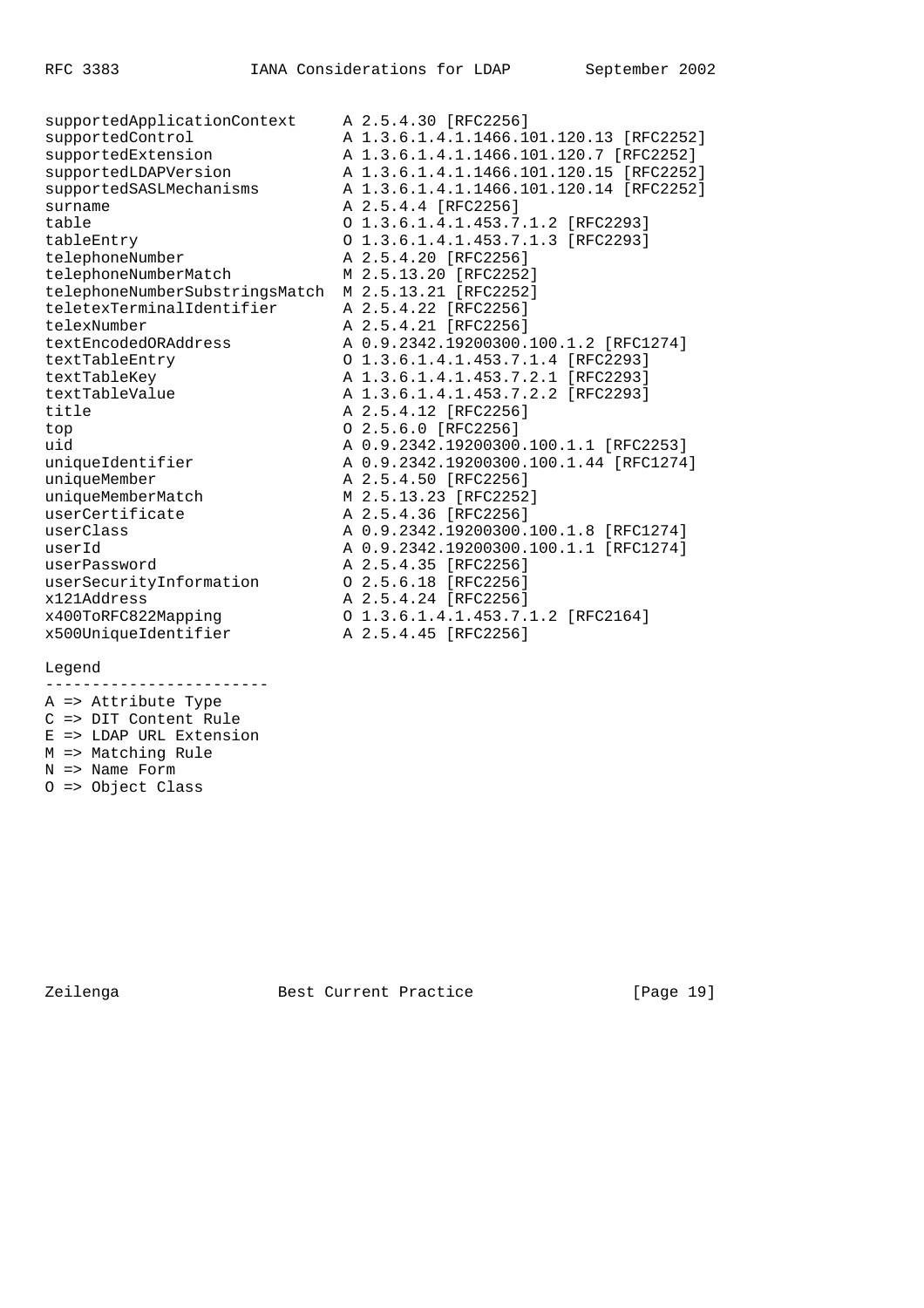```
supportedApplicationContext     A 2.5.4.30 [RFC2256]
supportedControl                A 1.3.6.1.4.1.1466.101.120.13 [RFC2252]
supportedExtension              A 1.3.6.1.4.1.1466.101.120.7 [RFC2252]
supportedLDAPVersion            A 1.3.6.1.4.1.1466.101.120.15 [RFC2252]
supportedSASLMechanisms         A 1.3.6.1.4.1.1466.101.120.14 [RFC2252]
surname                         A 2.5.4.4 [RFC2256]
table                           O 1.3.6.1.4.1.453.7.1.2 [RFC2293]
tableEntry                      O 1.3.6.1.4.1.453.7.1.3 [RFC2293]
telephoneNumber                 A 2.5.4.20 [RFC2256]
telephoneNumberMatch            M 2.5.13.20 [RFC2252]
telephoneNumberSubstringsMatch  M 2.5.13.21 [RFC2252]
teletexTerminalIdentifier       A 2.5.4.22 [RFC2256]
telexNumber                     A 2.5.4.21 [RFC2256]
textEncodedORAddress            A 0.9.2342.19200300.100.1.2 [RFC1274]
textTableEntry                  O 1.3.6.1.4.1.453.7.1.4 [RFC2293]
textTableKey                    A 1.3.6.1.4.1.453.7.2.1 [RFC2293]
textTableValue                  A 1.3.6.1.4.1.453.7.2.2 [RFC2293]
title                           A 2.5.4.12 [RFC2256]
top                             O 2.5.6.0 [RFC2256]
uid                             A 0.9.2342.19200300.100.1.1 [RFC2253]
uniqueIdentifier                A 0.9.2342.19200300.100.1.44 [RFC1274]
uniqueMember                    A 2.5.4.50 [RFC2256]
uniqueMemberMatch               M 2.5.13.23 [RFC2252]
userCertificate                 A 2.5.4.36 [RFC2256]
userClass                       A 0.9.2342.19200300.100.1.8 [RFC1274]
userId                          A 0.9.2342.19200300.100.1.1 [RFC1274]
userPassword                    A 2.5.4.35 [RFC2256]
userSecurityInformation         O 2.5.6.18 [RFC2256]
x121Address                     A 2.5.4.24 [RFC2256]
x400ToRFC822Mapping             O 1.3.6.1.4.1.453.7.1.2 [RFC2164]
x500UniqueIdentifier            A 2.5.4.45 [RFC2256]

Legend
------------------------
A => Attribute Type
C => DIT Content Rule
E => LDAP URL Extension
M => Matching Rule
N => Name Form
O => Object Class
```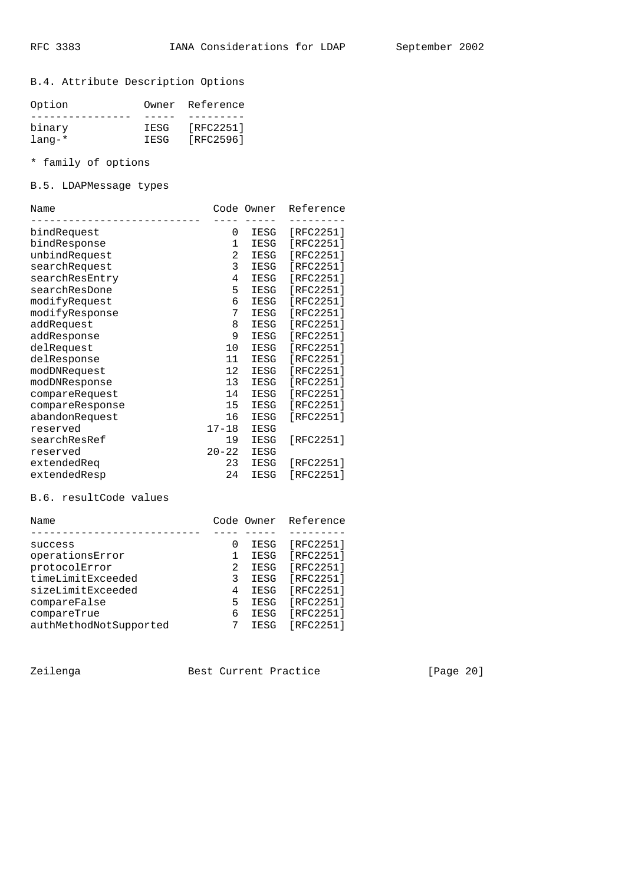### B.4. Attribute Description Options

| Option | Owner | Reference |
|---|---|---|
| binary | IESG | [RFC2251] |
| lang-* | IESG | [RFC2596] |

\* family of options

### B.5. LDAPMessage types

| Name | Code | Owner | Reference |
|---|---|---|---|
| bindRequest | 0 | IESG | [RFC2251] |
| bindResponse | 1 | IESG | [RFC2251] |
| unbindRequest | 2 | IESG | [RFC2251] |
| searchRequest | 3 | IESG | [RFC2251] |
| searchResEntry | 4 | IESG | [RFC2251] |
| searchResDone | 5 | IESG | [RFC2251] |
| modifyRequest | 6 | IESG | [RFC2251] |
| modifyResponse | 7 | IESG | [RFC2251] |
| addRequest | 8 | IESG | [RFC2251] |
| addResponse | 9 | IESG | [RFC2251] |
| delRequest | 10 | IESG | [RFC2251] |
| delResponse | 11 | IESG | [RFC2251] |
| modDNRequest | 12 | IESG | [RFC2251] |
| modDNResponse | 13 | IESG | [RFC2251] |
| compareRequest | 14 | IESG | [RFC2251] |
| compareResponse | 15 | IESG | [RFC2251] |
| abandonRequest | 16 | IESG | [RFC2251] |
| reserved | 17-18 | IESG | |
| searchResRef | 19 | IESG | [RFC2251] |
| reserved | 20-22 | IESG | |
| extendedReq | 23 | IESG | [RFC2251] |
| extendedResp | 24 | IESG | [RFC2251] |

### B.6. resultCode values

| Name | Code | Owner | Reference |
|---|---|---|---|
| success | 0 | IESG | [RFC2251] |
| operationsError | 1 | IESG | [RFC2251] |
| protocolError | 2 | IESG | [RFC2251] |
| timeLimitExceeded | 3 | IESG | [RFC2251] |
| sizeLimitExceeded | 4 | IESG | [RFC2251] |
| compareFalse | 5 | IESG | [RFC2251] |
| compareTrue | 6 | IESG | [RFC2251] |
| authMethodNotSupported | 7 | IESG | [RFC2251] |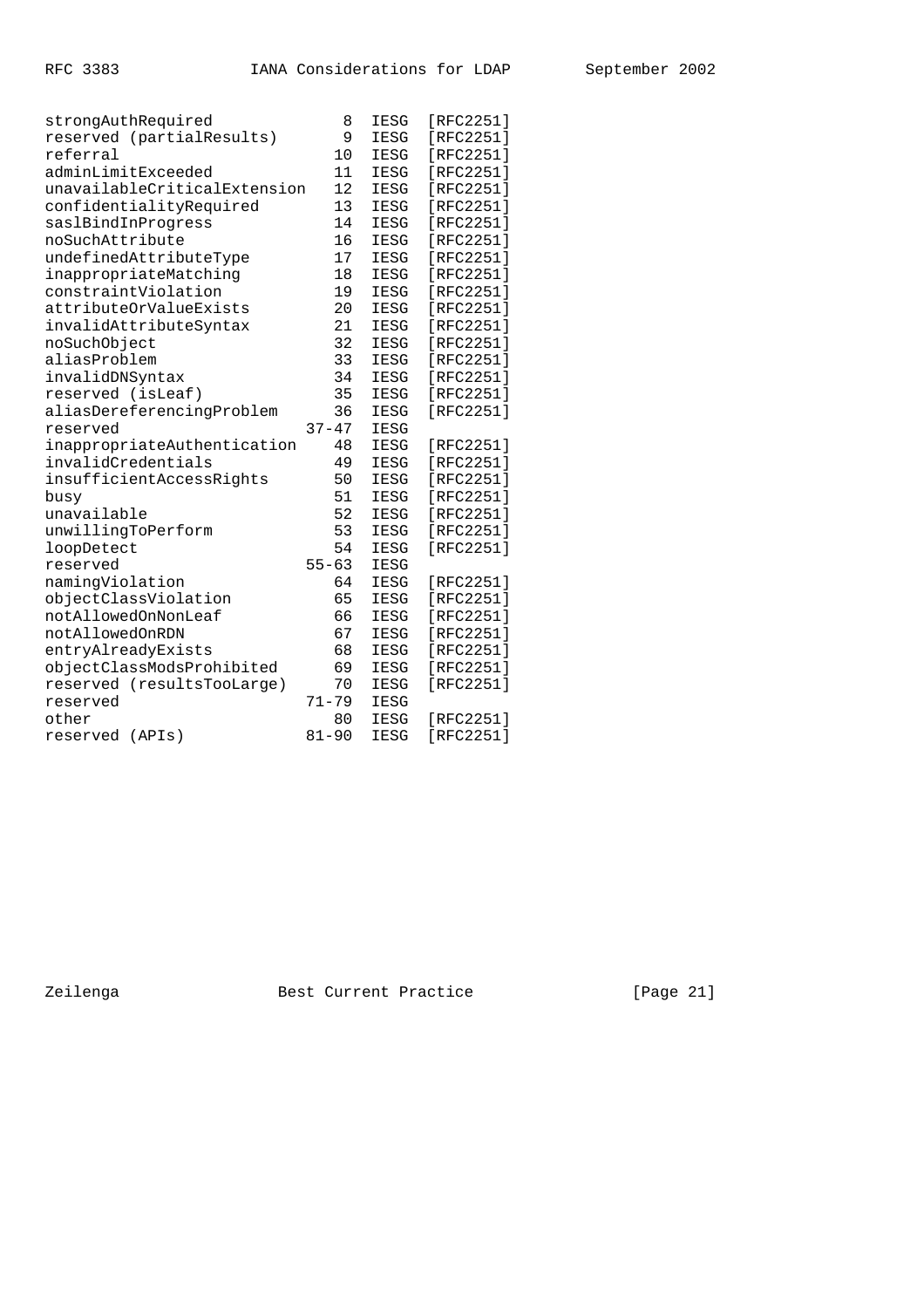```
   strongAuthRequired             8   IESG  [RFC2251]
   reserved (partialResults)      9   IESG  [RFC2251]
   referral                      10   IESG  [RFC2251]
   adminLimitExceeded            11   IESG  [RFC2251]
   unavailableCriticalExtension  12   IESG  [RFC2251]
   confidentialityRequired       13   IESG  [RFC2251]
   saslBindInProgress            14   IESG  [RFC2251]
   noSuchAttribute               16   IESG  [RFC2251]
   undefinedAttributeType        17   IESG  [RFC2251]
   inappropriateMatching         18   IESG  [RFC2251]
   constraintViolation           19   IESG  [RFC2251]
   attributeOrValueExists        20   IESG  [RFC2251]
   invalidAttributeSyntax        21   IESG  [RFC2251]
   noSuchObject                  32   IESG  [RFC2251]
   aliasProblem                  33   IESG  [RFC2251]
   invalidDNSyntax               34   IESG  [RFC2251]
   reserved (isLeaf)             35   IESG  [RFC2251]
   aliasDereferencingProblem     36   IESG  [RFC2251]
   reserved                   37-47   IESG
   inappropriateAuthentication   48   IESG  [RFC2251]
   invalidCredentials            49   IESG  [RFC2251]
   insufficientAccessRights      50   IESG  [RFC2251]
   busy                          51   IESG  [RFC2251]
   unavailable                   52   IESG  [RFC2251]
   unwillingToPerform            53   IESG  [RFC2251]
   loopDetect                    54   IESG  [RFC2251]
   reserved                   55-63   IESG
   namingViolation               64   IESG  [RFC2251]
   objectClassViolation          65   IESG  [RFC2251]
   notAllowedOnNonLeaf           66   IESG  [RFC2251]
   notAllowedOnRDN               67   IESG  [RFC2251]
   entryAlreadyExists            68   IESG  [RFC2251]
   objectClassModsProhibited     69   IESG  [RFC2251]
   reserved (resultsTooLarge)    70   IESG  [RFC2251]
   reserved                   71-79   IESG
   other                         80   IESG  [RFC2251]
   reserved (APIs)            81-90   IESG  [RFC2251]
```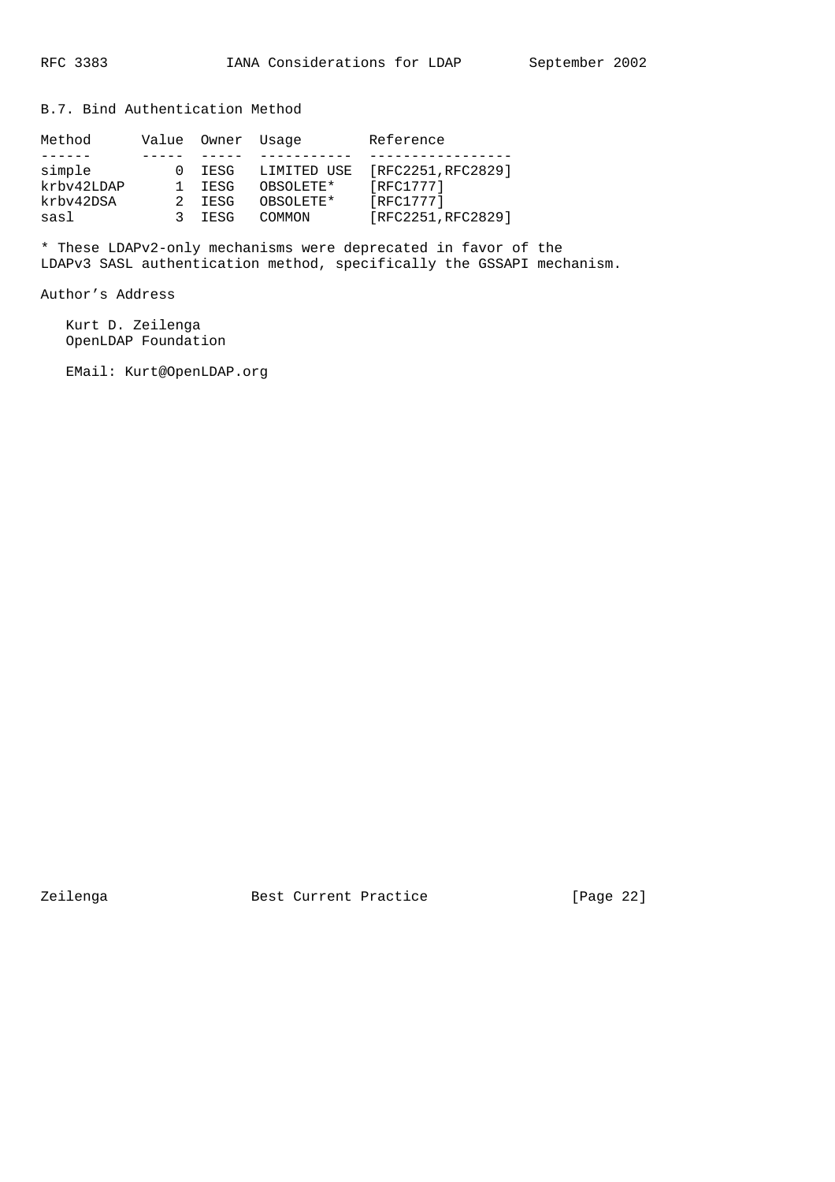### B.7. Bind Authentication Method

| Method | Value | Owner | Usage | Reference |
| --- | --- | --- | --- | --- |
| simple | 0 | IESG | LIMITED USE | [RFC2251,RFC2829] |
| krbv42LDAP | 1 | IESG | OBSOLETE* | [RFC1777] |
| krbv42DSA | 2 | IESG | OBSOLETE* | [RFC1777] |
| sasl | 3 | IESG | COMMON | [RFC2251,RFC2829] |

* These LDAPv2-only mechanisms were deprecated in favor of the LDAPv3 SASL authentication method, specifically the GSSAPI mechanism.

## Author's Address

Kurt D. Zeilenga
OpenLDAP Foundation

EMail: Kurt@OpenLDAP.org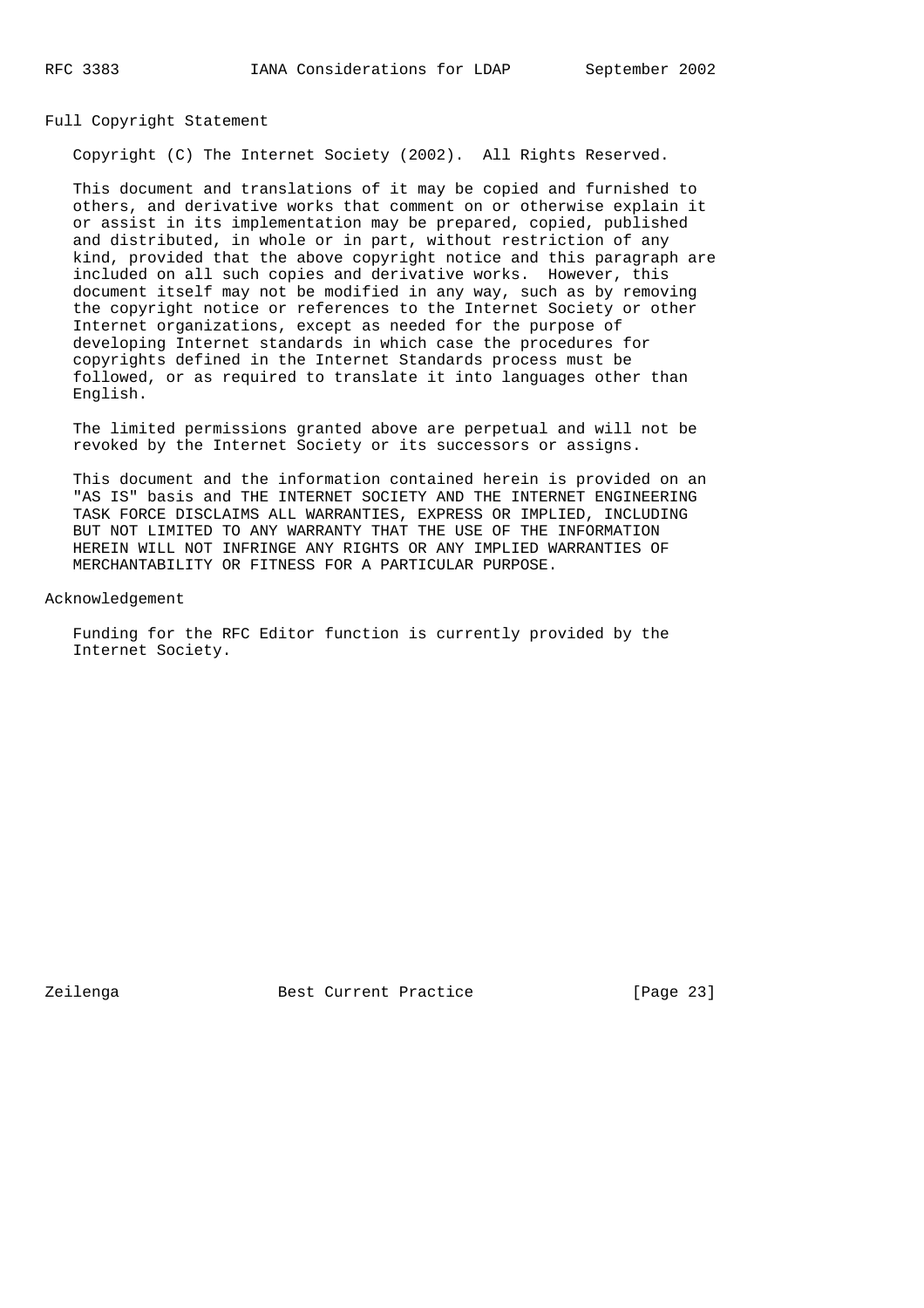## Full Copyright Statement

Copyright (C) The Internet Society (2002). All Rights Reserved.

This document and translations of it may be copied and furnished to others, and derivative works that comment on or otherwise explain it or assist in its implementation may be prepared, copied, published and distributed, in whole or in part, without restriction of any kind, provided that the above copyright notice and this paragraph are included on all such copies and derivative works. However, this document itself may not be modified in any way, such as by removing the copyright notice or references to the Internet Society or other Internet organizations, except as needed for the purpose of developing Internet standards in which case the procedures for copyrights defined in the Internet Standards process must be followed, or as required to translate it into languages other than English.

The limited permissions granted above are perpetual and will not be revoked by the Internet Society or its successors or assigns.

This document and the information contained herein is provided on an "AS IS" basis and THE INTERNET SOCIETY AND THE INTERNET ENGINEERING TASK FORCE DISCLAIMS ALL WARRANTIES, EXPRESS OR IMPLIED, INCLUDING BUT NOT LIMITED TO ANY WARRANTY THAT THE USE OF THE INFORMATION HEREIN WILL NOT INFRINGE ANY RIGHTS OR ANY IMPLIED WARRANTIES OF MERCHANTABILITY OR FITNESS FOR A PARTICULAR PURPOSE.

## Acknowledgement

Funding for the RFC Editor function is currently provided by the Internet Society.